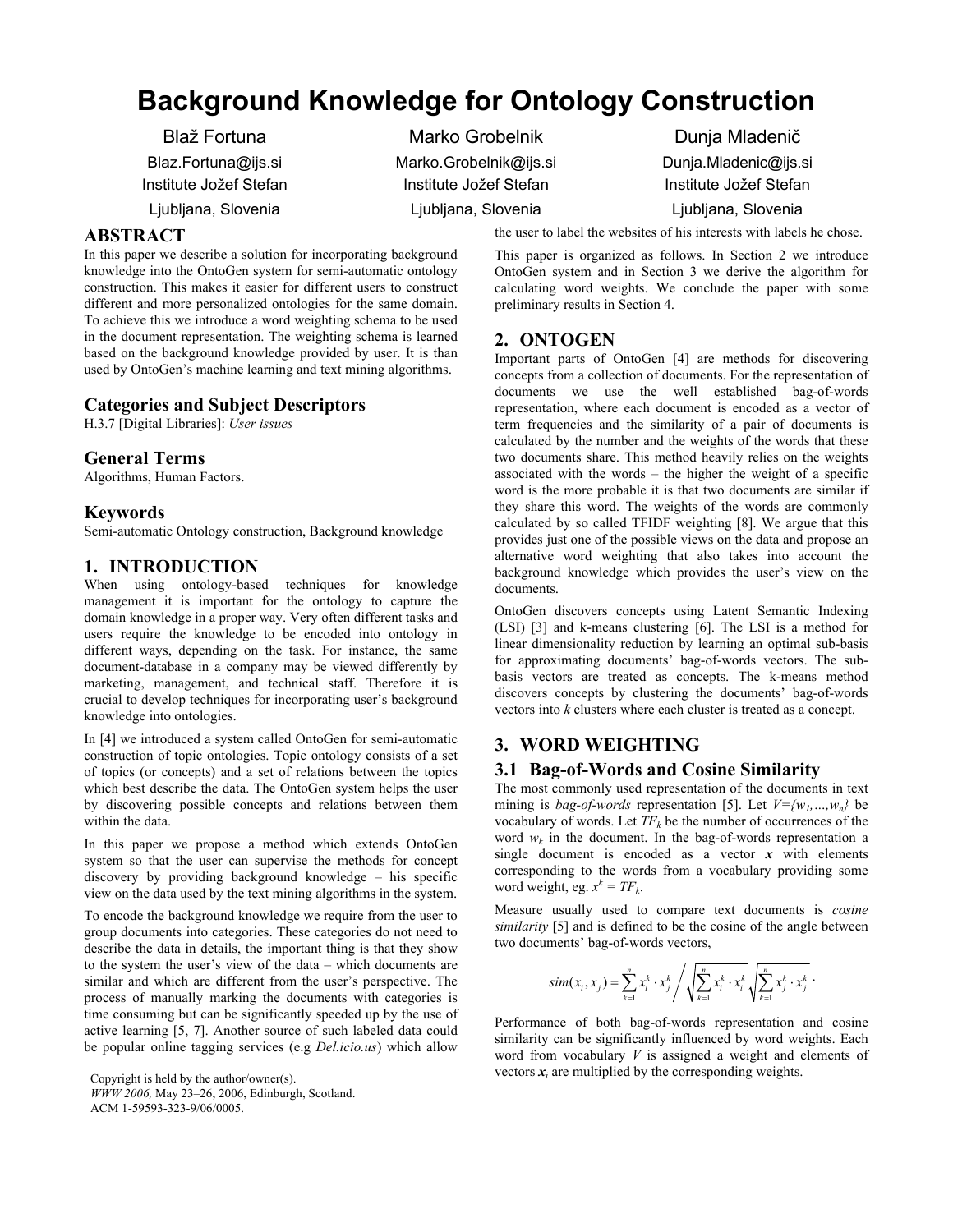# Background Knowledge for Ontology Construction

Blaž Fortuna
Blaz.Fortuna@ijs.si
Institute Jožef Stefan
Ljubljana, Slovenia

Marko Grobelnik
Marko.Grobelnik@ijs.si
Institute Jožef Stefan
Ljubljana, Slovenia

Dunja Mladenič
Dunja.Mladenic@ijs.si
Institute Jožef Stefan
Ljubljana, Slovenia

## ABSTRACT

In this paper we describe a solution for incorporating background knowledge into the OntoGen system for semi-automatic ontology construction. This makes it easier for different users to construct different and more personalized ontologies for the same domain. To achieve this we introduce a word weighting schema to be used in the document representation. The weighting schema is learned based on the background knowledge provided by user. It is than used by OntoGen's machine learning and text mining algorithms.

## Categories and Subject Descriptors

H.3.7 [Digital Libraries]: *User issues*

## General Terms

Algorithms, Human Factors.

## Keywords

Semi-automatic Ontology construction, Background knowledge

## 1. INTRODUCTION

When using ontology-based techniques for knowledge management it is important for the ontology to capture the domain knowledge in a proper way. Very often different tasks and users require the knowledge to be encoded into ontology in different ways, depending on the task. For instance, the same document-database in a company may be viewed differently by marketing, management, and technical staff. Therefore it is crucial to develop techniques for incorporating user's background knowledge into ontologies.

In [4] we introduced a system called OntoGen for semi-automatic construction of topic ontologies. Topic ontology consists of a set of topics (or concepts) and a set of relations between the topics which best describe the data. The OntoGen system helps the user by discovering possible concepts and relations between them within the data.

In this paper we propose a method which extends OntoGen system so that the user can supervise the methods for concept discovery by providing background knowledge – his specific view on the data used by the text mining algorithms in the system.

To encode the background knowledge we require from the user to group documents into categories. These categories do not need to describe the data in details, the important thing is that they show to the system the user's view of the data – which documents are similar and which are different from the user's perspective. The process of manually marking the documents with categories is time consuming but can be significantly speeded up by the use of active learning [5, 7]. Another source of such labeled data could be popular online tagging services (e.g *Del.icio.us*) which allow the user to label the websites of his interests with labels he chose.

Copyright is held by the author/owner(s).
*WWW 2006,* May 23–26, 2006, Edinburgh, Scotland.
ACM 1-59593-323-9/06/0005.

This paper is organized as follows. In Section 2 we introduce OntoGen system and in Section 3 we derive the algorithm for calculating word weights. We conclude the paper with some preliminary results in Section 4.

## 2. ONTOGEN

Important parts of OntoGen [4] are methods for discovering concepts from a collection of documents. For the representation of documents we use the well established bag-of-words representation, where each document is encoded as a vector of term frequencies and the similarity of a pair of documents is calculated by the number and the weights of the words that these two documents share. This method heavily relies on the weights associated with the words – the higher the weight of a specific word is the more probable it is that two documents are similar if they share this word. The weights of the words are commonly calculated by so called TFIDF weighting [8]. We argue that this provides just one of the possible views on the data and propose an alternative word weighting that also takes into account the background knowledge which provides the user's view on the documents.

OntoGen discovers concepts using Latent Semantic Indexing (LSI) [3] and k-means clustering [6]. The LSI is a method for linear dimensionality reduction by learning an optimal sub-basis for approximating documents' bag-of-words vectors. The sub-basis vectors are treated as concepts. The k-means method discovers concepts by clustering the documents' bag-of-words vectors into *k* clusters where each cluster is treated as a concept.

## 3. WORD WEIGHTING

### 3.1 Bag-of-Words and Cosine Similarity

The most commonly used representation of the documents in text mining is *bag-of-words* representation [5]. Let $V=\{w_1,\ldots,w_n\}$ be vocabulary of words. Let $TF_k$ be the number of occurrences of the word $w_k$ in the document. In the bag-of-words representation a single document is encoded as a vector $\boldsymbol{x}$ with elements corresponding to the words from a vocabulary providing some word weight, eg. $x^k = TF_k$.

Measure usually used to compare text documents is *cosine similarity* [5] and is defined to be the cosine of the angle between two documents' bag-of-words vectors,

$$sim(x_i, x_j) = \sum_{k=1}^{n} x_i^k \cdot x_j^k \Bigg/ \sqrt{\sum_{k=1}^{n} x_i^k \cdot x_i^k} \sqrt{\sum_{k=1}^{n} x_j^k \cdot x_j^k}\ .$$

Performance of both bag-of-words representation and cosine similarity can be significantly influenced by word weights. Each word from vocabulary $V$ is assigned a weight and elements of vectors $\boldsymbol{x}_i$ are multiplied by the corresponding weights.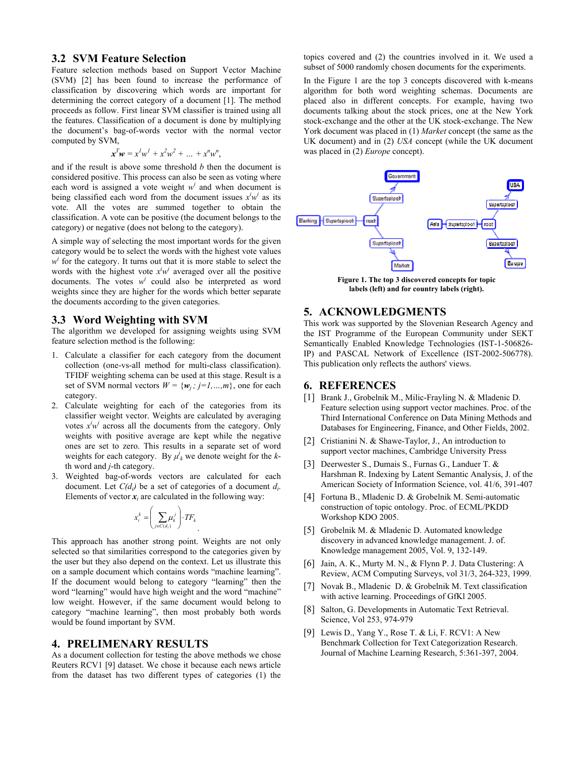### 3.2 SVM Feature Selection

Feature selection methods based on Support Vector Machine (SVM) [2] has been found to increase the performance of classification by discovering which words are important for determining the correct category of a document [1]. The method proceeds as follow. First linear SVM classifier is trained using all the features. Classification of a document is done by multiplying the document's bag-of-words vector with the normal vector computed by SVM,

$$\boldsymbol{x}^T\boldsymbol{w} = x^1w^1 + x^2w^2 + \ldots + x^nw^n,$$

and if the result is above some threshold $b$ then the document is considered positive. This process can also be seen as voting where each word is assigned a vote weight $w^i$ and when document is being classified each word from the document issues $x^iw^i$ as its vote. All the votes are summed together to obtain the classification. A vote can be positive (the document belongs to the category) or negative (does not belong to the category).

A simple way of selecting the most important words for the given category would be to select the words with the highest vote values $w^i$ for the category. It turns out that it is more stable to select the words with the highest vote $x^iw^i$ averaged over all the positive documents. The votes $w^i$ could also be interpreted as word weights since they are higher for the words which better separate the documents according to the given categories.

### 3.3 Word Weighting with SVM

The algorithm we developed for assigning weights using SVM feature selection method is the following:

1. Calculate a classifier for each category from the document collection (one-vs-all method for multi-class classification). TFIDF weighting schema can be used at this stage. Result is a set of SVM normal vectors $W = \{\boldsymbol{w}_j\,;\, j=1,\ldots,m\}$, one for each category.
2. Calculate weighting for each of the categories from its classifier weight vector. Weights are calculated by averaging votes $x^iw^i$ across all the documents from the category. Only weights with positive average are kept while the negative ones are set to zero. This results in a separate set of word weights for each category. By $\mu^j_k$ we denote weight for the $k$-th word and $j$-th category.
3. Weighted bag-of-words vectors are calculated for each document. Let $C(d_i)$ be a set of categories of a document $d_i$. Elements of vector $\boldsymbol{x}_i$ are calculated in the following way:

$$x_i^k = \left( \sum_{j \in C(d_i)} \mu_k^j \right) \cdot TF_k$$

This approach has another strong point. Weights are not only selected so that similarities correspond to the categories given by the user but they also depend on the context. Let us illustrate this on a sample document which contains words "machine learning". If the document would belong to category "learning" then the word "learning" would have high weight and the word "machine" low weight. However, if the same document would belong to category "machine learning", then most probably both words would be found important by SVM.

## 4. PRELIMENARY RESULTS

As a document collection for testing the above methods we chose Reuters RCV1 [9] dataset. We chose it because each news article from the dataset has two different types of categories (1) the topics covered and (2) the countries involved in it. We used a subset of 5000 randomly chosen documents for the experiments.

In the Figure 1 are the top 3 concepts discovered with k-means algorithm for both word weighting schemas. Documents are placed also in different concepts. For example, having two documents talking about the stock prices, one at the New York stock-exchange and the other at the UK stock-exchange. The New York document was placed in (1) *Market* concept (the same as the UK document) and in (2) *USA* concept (while the UK document was placed in (2) *Europe* concept).

Government
Supertopic
Banking
Supertopic
root
Supertopic
Market
USA
Supertopic
Asia
Supertopic
root
Supertopic
Europe

**Figure 1. The top 3 discovered concepts for topic labels (left) and for country labels (right).**

## 5. ACKNOWLEDGMENTS

This work was supported by the Slovenian Research Agency and the IST Programme of the European Community under SEKT Semantically Enabled Knowledge Technologies (IST-1-506826-IP) and PASCAL Network of Excellence (IST-2002-506778). This publication only reflects the authors' views.

## 6. REFERENCES

[1] Brank J., Grobelnik M., Milic-Frayling N. & Mladenic D. Feature selection using support vector machines. Proc. of the Third International Conference on Data Mining Methods and Databases for Engineering, Finance, and Other Fields, 2002.

[2] Cristianini N. & Shawe-Taylor, J., An introduction to support vector machines, Cambridge University Press

[3] Deerwester S., Dumais S., Furnas G., Landuer T. & Harshman R. Indexing by Latent Semantic Analysis, J. of the American Society of Information Science, vol. 41/6, 391-407

[4] Fortuna B., Mladenic D. & Grobelnik M. Semi-automatic construction of topic ontology. Proc. of ECML/PKDD Workshop KDO 2005.

[5] Grobelnik M. & Mladenic D. Automated knowledge discovery in advanced knowledge management. J. of. Knowledge management 2005, Vol. 9, 132-149.

[6] Jain, A. K., Murty M. N., & Flynn P. J. Data Clustering: A Review, ACM Computing Surveys, vol 31/3, 264-323, 1999.

[7] Novak B., Mladenic D. & Grobelnik M. Text classification with active learning. Proceedings of GfKl 2005.

[8] Salton, G. Developments in Automatic Text Retrieval. Science, Vol 253, 974-979

[9] Lewis D., Yang Y., Rose T. & Li, F. RCV1: A New Benchmark Collection for Text Categorization Research. Journal of Machine Learning Research, 5:361-397, 2004.